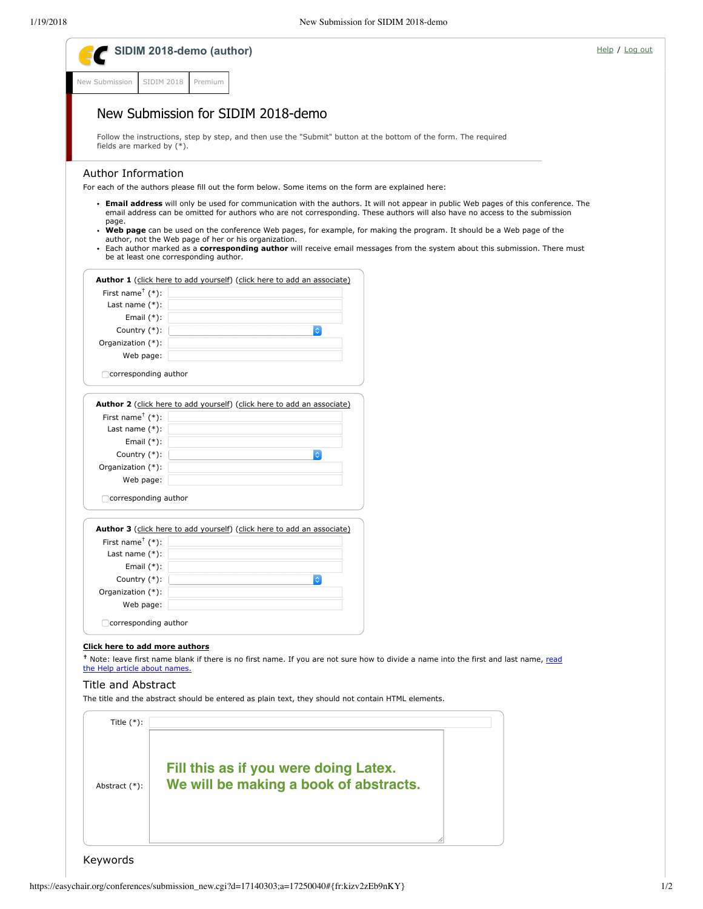**SIDIM 2018-demo (author)**

Help / Log out

New Submission | SIDIM 2018 | Premium

# New Submission for SIDIM 2018-demo

Follow the instructions, step by step, and then use the "Submit" button at the bottom of the form. The required fields are marked by (*).

## Author Information

For each of the authors please fill out the form below. Some items on the form are explained here:

- **Email address** will only be used for communication with the authors. It will not appear in public Web pages of this conference. The email address can be omitted for authors who are not corresponding. These authors will also have no access to the submission page.
- **Web page** can be used on the conference Web pages, for example, for making the program. It should be a Web page of the author, not the Web page of her or his organization.
- Each author marked as a **corresponding author** will receive email messages from the system about this submission. There must be at least one corresponding author.

**Author 1** (click here to add yourself) (click here to add an associate)

First name† (*):
Last name (*):
Email (*):
Country (*):
Organization (*):
Web page:

corresponding author

**Author 2** (click here to add yourself) (click here to add an associate)

First name† (*):
Last name (*):
Email (*):
Country (*):
Organization (*):
Web page:

corresponding author

**Author 3** (click here to add yourself) (click here to add an associate)

First name† (*):
Last name (*):
Email (*):
Country (*):
Organization (*):
Web page:

corresponding author

**Click here to add more authors**

† Note: leave first name blank if there is no first name. If you are not sure how to divide a name into the first and last name, read the Help article about names.

## Title and Abstract

The title and the abstract should be entered as plain text, they should not contain HTML elements.

Title (*):

Abstract (*):

**Fill this as if you were doing Latex.**
**We will be making a book of abstracts.**

## Keywords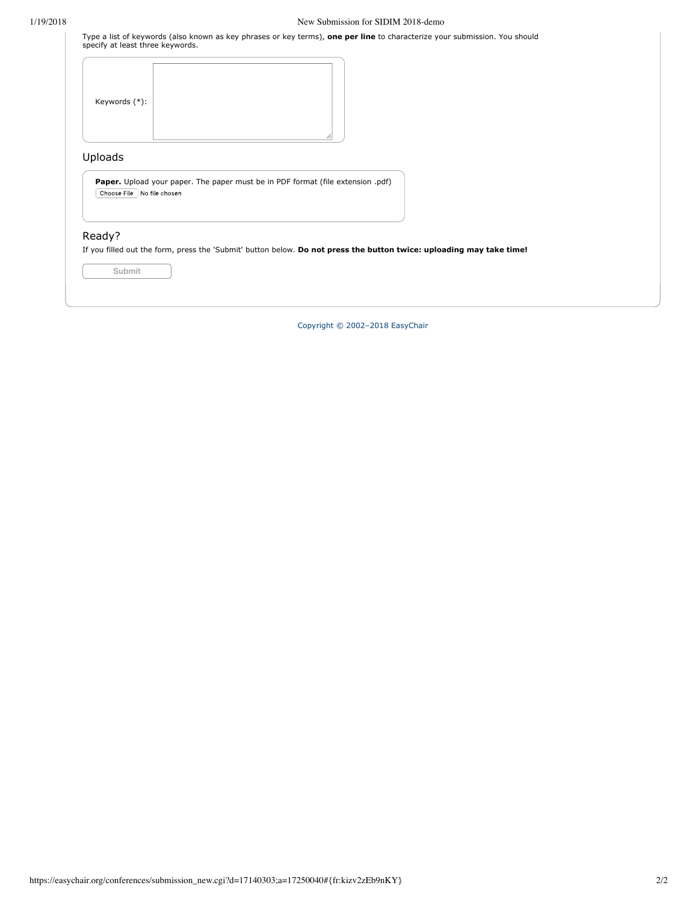Type a list of keywords (also known as key phrases or key terms), **one per line** to characterize your submission. You should specify at least three keywords.

Keywords (*):

## Uploads

**Paper.** Upload your paper. The paper must be in PDF format (file extension .pdf)

Choose File No file chosen

## Ready?

If you filled out the form, press the 'Submit' button below. **Do not press the button twice: uploading may take time!**

Submit

Copyright © 2002–2018 EasyChair